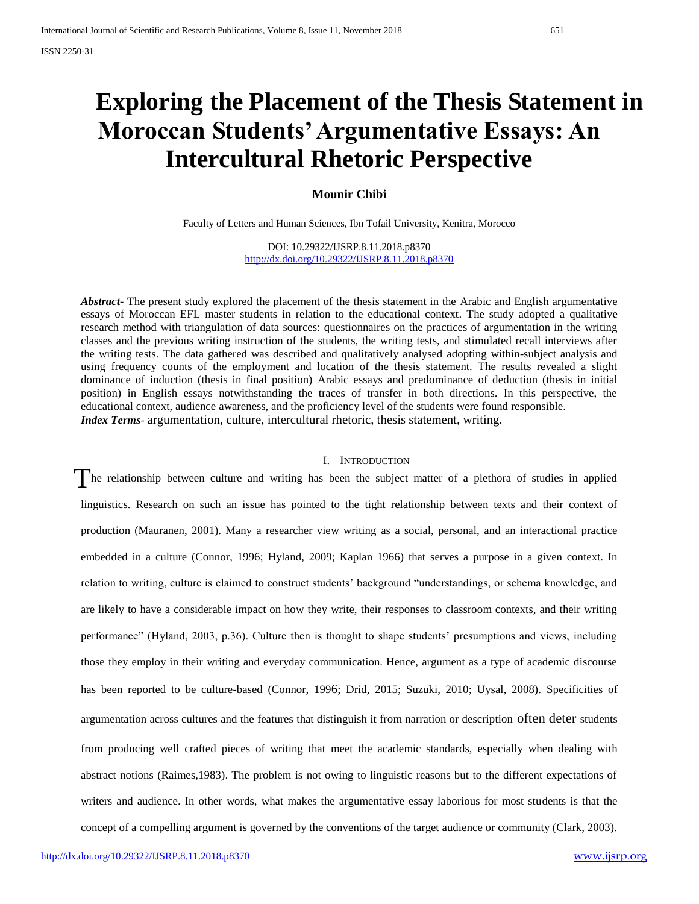# Exploring the Placement of the Thesis Statement in Moroccan Students' Argumentative Essays: An Intercultural Rhetoric Perspective

**Mounir Chibi**

Faculty of Letters and Human Sciences, Ibn Tofail University, Kenitra, Morocco

DOI: 10.29322/IJSRP.8.11.2018.p8370
http://dx.doi.org/10.29322/IJSRP.8.11.2018.p8370

***Abstract-*** The present study explored the placement of the thesis statement in the Arabic and English argumentative essays of Moroccan EFL master students in relation to the educational context. The study adopted a qualitative research method with triangulation of data sources: questionnaires on the practices of argumentation in the writing classes and the previous writing instruction of the students, the writing tests, and stimulated recall interviews after the writing tests. The data gathered was described and qualitatively analysed adopting within-subject analysis and using frequency counts of the employment and location of the thesis statement. The results revealed a slight dominance of induction (thesis in final position) Arabic essays and predominance of deduction (thesis in initial position) in English essays notwithstanding the traces of transfer in both directions. In this perspective, the educational context, audience awareness, and the proficiency level of the students were found responsible.

***Index Terms-*** argumentation, culture, intercultural rhetoric, thesis statement, writing.

## I. Introduction

The relationship between culture and writing has been the subject matter of a plethora of studies in applied linguistics. Research on such an issue has pointed to the tight relationship between texts and their context of production (Mauranen, 2001). Many a researcher view writing as a social, personal, and an interactional practice embedded in a culture (Connor, 1996; Hyland, 2009; Kaplan 1966) that serves a purpose in a given context. In relation to writing, culture is claimed to construct students' background "understandings, or schema knowledge, and are likely to have a considerable impact on how they write, their responses to classroom contexts, and their writing performance" (Hyland, 2003, p.36). Culture then is thought to shape students' presumptions and views, including those they employ in their writing and everyday communication. Hence, argument as a type of academic discourse has been reported to be culture-based (Connor, 1996; Drid, 2015; Suzuki, 2010; Uysal, 2008). Specificities of argumentation across cultures and the features that distinguish it from narration or description often deter students from producing well crafted pieces of writing that meet the academic standards, especially when dealing with abstract notions (Raimes,1983). The problem is not owing to linguistic reasons but to the different expectations of writers and audience. In other words, what makes the argumentative essay laborious for most students is that the concept of a compelling argument is governed by the conventions of the target audience or community (Clark, 2003).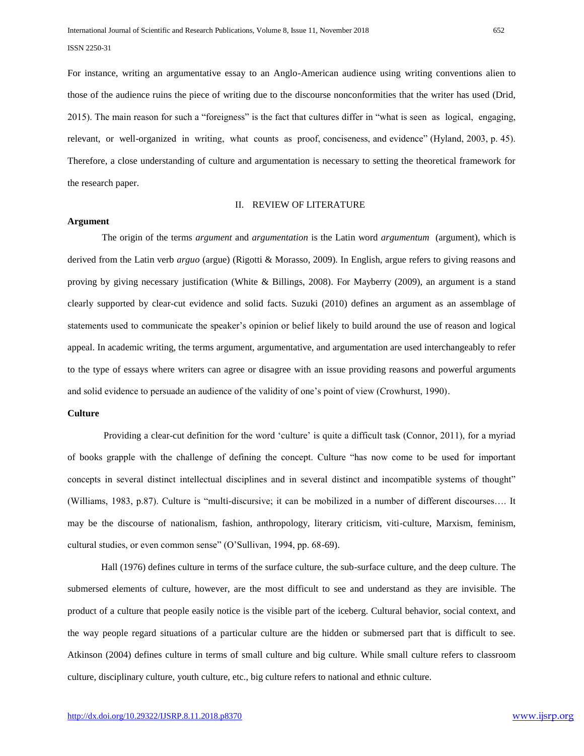For instance, writing an argumentative essay to an Anglo-American audience using writing conventions alien to those of the audience ruins the piece of writing due to the discourse nonconformities that the writer has used (Drid, 2015). The main reason for such a "foreigness" is the fact that cultures differ in "what is seen as logical, engaging, relevant, or well-organized in writing, what counts as proof, conciseness, and evidence" (Hyland, 2003, p. 45). Therefore, a close understanding of culture and argumentation is necessary to setting the theoretical framework for the research paper.

## II. REVIEW OF LITERATURE

### Argument

The origin of the terms *argument* and *argumentation* is the Latin word *argumentum* (argument), which is derived from the Latin verb *arguo* (argue) (Rigotti & Morasso, 2009). In English, argue refers to giving reasons and proving by giving necessary justification (White & Billings, 2008). For Mayberry (2009), an argument is a stand clearly supported by clear-cut evidence and solid facts. Suzuki (2010) defines an argument as an assemblage of statements used to communicate the speaker's opinion or belief likely to build around the use of reason and logical appeal. In academic writing, the terms argument, argumentative, and argumentation are used interchangeably to refer to the type of essays where writers can agree or disagree with an issue providing reasons and powerful arguments and solid evidence to persuade an audience of the validity of one's point of view (Crowhurst, 1990).

### Culture

Providing a clear-cut definition for the word 'culture' is quite a difficult task (Connor, 2011), for a myriad of books grapple with the challenge of defining the concept. Culture "has now come to be used for important concepts in several distinct intellectual disciplines and in several distinct and incompatible systems of thought" (Williams, 1983, p.87). Culture is "multi-discursive; it can be mobilized in a number of different discourses…. It may be the discourse of nationalism, fashion, anthropology, literary criticism, viti-culture, Marxism, feminism, cultural studies, or even common sense" (O'Sullivan, 1994, pp. 68-69).

Hall (1976) defines culture in terms of the surface culture, the sub-surface culture, and the deep culture. The submersed elements of culture, however, are the most difficult to see and understand as they are invisible. The product of a culture that people easily notice is the visible part of the iceberg. Cultural behavior, social context, and the way people regard situations of a particular culture are the hidden or submersed part that is difficult to see. Atkinson (2004) defines culture in terms of small culture and big culture. While small culture refers to classroom culture, disciplinary culture, youth culture, etc., big culture refers to national and ethnic culture.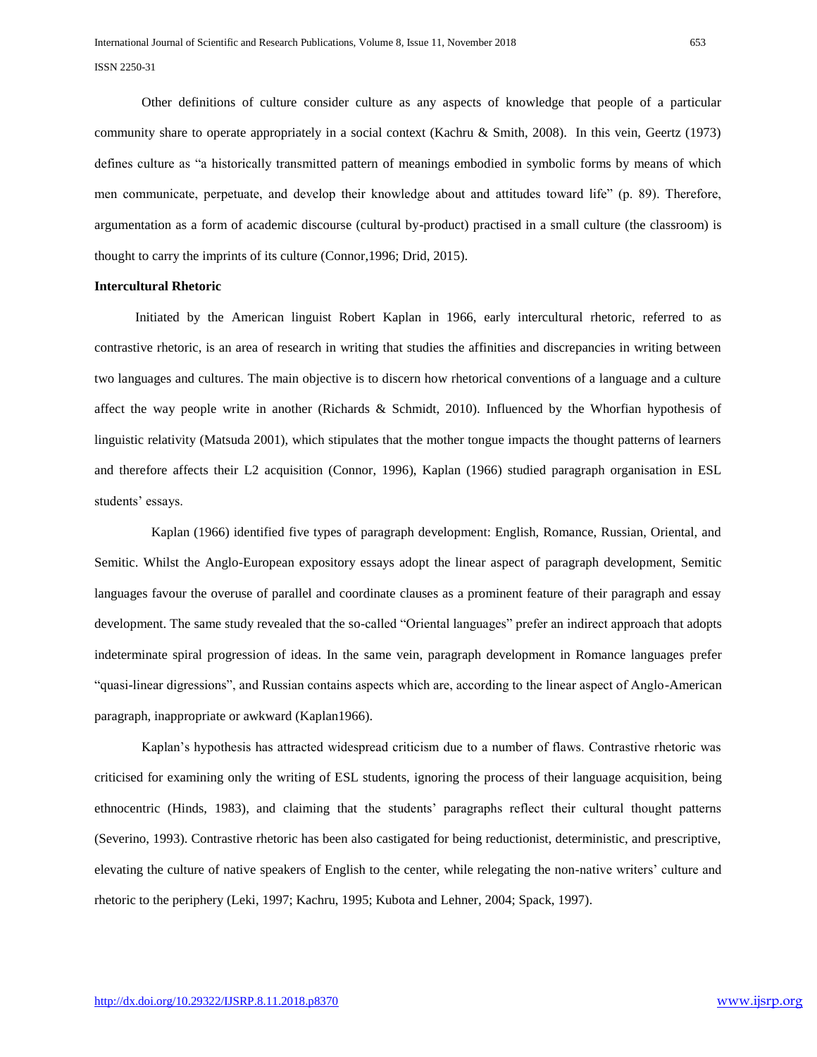Other definitions of culture consider culture as any aspects of knowledge that people of a particular community share to operate appropriately in a social context (Kachru & Smith, 2008). In this vein, Geertz (1973) defines culture as "a historically transmitted pattern of meanings embodied in symbolic forms by means of which men communicate, perpetuate, and develop their knowledge about and attitudes toward life" (p. 89). Therefore, argumentation as a form of academic discourse (cultural by-product) practised in a small culture (the classroom) is thought to carry the imprints of its culture (Connor,1996; Drid, 2015).

**Intercultural Rhetoric**

Initiated by the American linguist Robert Kaplan in 1966, early intercultural rhetoric, referred to as contrastive rhetoric, is an area of research in writing that studies the affinities and discrepancies in writing between two languages and cultures. The main objective is to discern how rhetorical conventions of a language and a culture affect the way people write in another (Richards & Schmidt, 2010). Influenced by the Whorfian hypothesis of linguistic relativity (Matsuda 2001), which stipulates that the mother tongue impacts the thought patterns of learners and therefore affects their L2 acquisition (Connor, 1996), Kaplan (1966) studied paragraph organisation in ESL students' essays.

Kaplan (1966) identified five types of paragraph development: English, Romance, Russian, Oriental, and Semitic. Whilst the Anglo-European expository essays adopt the linear aspect of paragraph development, Semitic languages favour the overuse of parallel and coordinate clauses as a prominent feature of their paragraph and essay development. The same study revealed that the so-called "Oriental languages" prefer an indirect approach that adopts indeterminate spiral progression of ideas. In the same vein, paragraph development in Romance languages prefer "quasi-linear digressions", and Russian contains aspects which are, according to the linear aspect of Anglo-American paragraph, inappropriate or awkward (Kaplan1966).

Kaplan's hypothesis has attracted widespread criticism due to a number of flaws. Contrastive rhetoric was criticised for examining only the writing of ESL students, ignoring the process of their language acquisition, being ethnocentric (Hinds, 1983), and claiming that the students' paragraphs reflect their cultural thought patterns (Severino, 1993). Contrastive rhetoric has been also castigated for being reductionist, deterministic, and prescriptive, elevating the culture of native speakers of English to the center, while relegating the non-native writers' culture and rhetoric to the periphery (Leki, 1997; Kachru, 1995; Kubota and Lehner, 2004; Spack, 1997).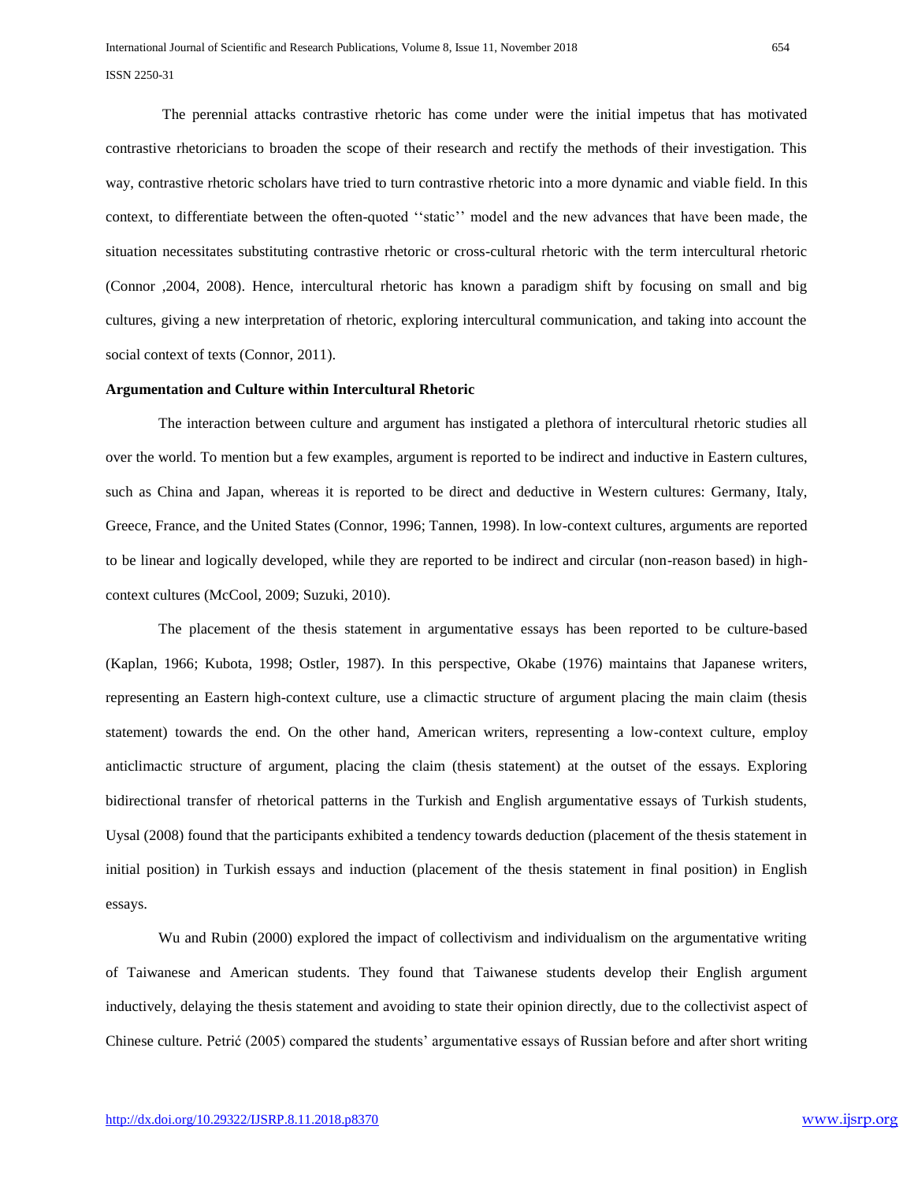The perennial attacks contrastive rhetoric has come under were the initial impetus that has motivated contrastive rhetoricians to broaden the scope of their research and rectify the methods of their investigation. This way, contrastive rhetoric scholars have tried to turn contrastive rhetoric into a more dynamic and viable field. In this context, to differentiate between the often-quoted ''static'' model and the new advances that have been made, the situation necessitates substituting contrastive rhetoric or cross-cultural rhetoric with the term intercultural rhetoric (Connor ,2004, 2008). Hence, intercultural rhetoric has known a paradigm shift by focusing on small and big cultures, giving a new interpretation of rhetoric, exploring intercultural communication, and taking into account the social context of texts (Connor, 2011).

**Argumentation and Culture within Intercultural Rhetoric**

The interaction between culture and argument has instigated a plethora of intercultural rhetoric studies all over the world. To mention but a few examples, argument is reported to be indirect and inductive in Eastern cultures, such as China and Japan, whereas it is reported to be direct and deductive in Western cultures: Germany, Italy, Greece, France, and the United States (Connor, 1996; Tannen, 1998). In low-context cultures, arguments are reported to be linear and logically developed, while they are reported to be indirect and circular (non-reason based) in high-context cultures (McCool, 2009; Suzuki, 2010).

The placement of the thesis statement in argumentative essays has been reported to be culture-based (Kaplan, 1966; Kubota, 1998; Ostler, 1987). In this perspective, Okabe (1976) maintains that Japanese writers, representing an Eastern high-context culture, use a climactic structure of argument placing the main claim (thesis statement) towards the end. On the other hand, American writers, representing a low-context culture, employ anticlimactic structure of argument, placing the claim (thesis statement) at the outset of the essays. Exploring bidirectional transfer of rhetorical patterns in the Turkish and English argumentative essays of Turkish students, Uysal (2008) found that the participants exhibited a tendency towards deduction (placement of the thesis statement in initial position) in Turkish essays and induction (placement of the thesis statement in final position) in English essays.

Wu and Rubin (2000) explored the impact of collectivism and individualism on the argumentative writing of Taiwanese and American students. They found that Taiwanese students develop their English argument inductively, delaying the thesis statement and avoiding to state their opinion directly, due to the collectivist aspect of Chinese culture. Petrić (2005) compared the students' argumentative essays of Russian before and after short writing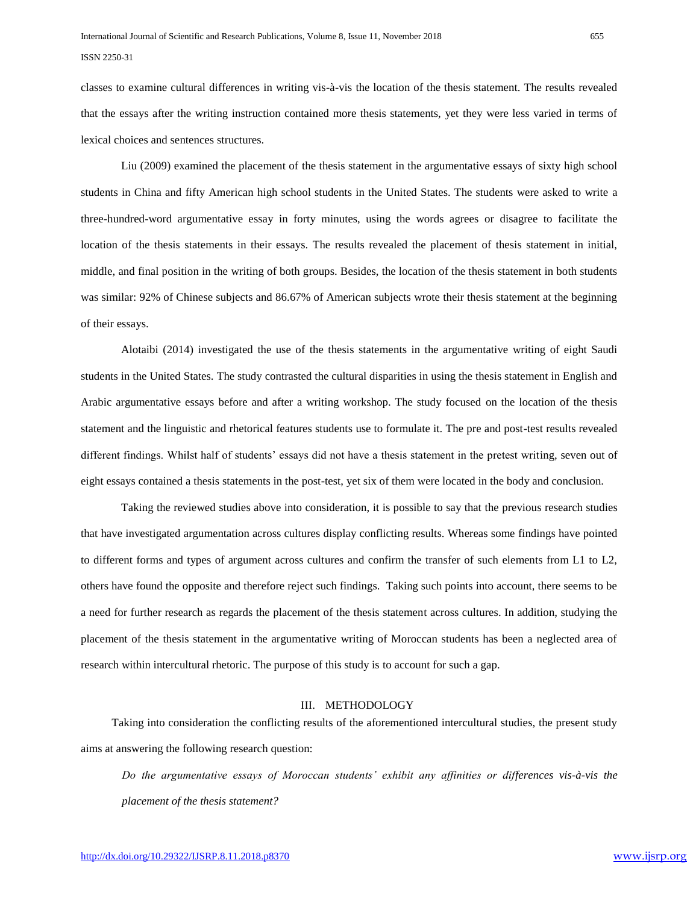classes to examine cultural differences in writing vis-à-vis the location of the thesis statement. The results revealed that the essays after the writing instruction contained more thesis statements, yet they were less varied in terms of lexical choices and sentences structures.

Liu (2009) examined the placement of the thesis statement in the argumentative essays of sixty high school students in China and fifty American high school students in the United States. The students were asked to write a three-hundred-word argumentative essay in forty minutes, using the words agrees or disagree to facilitate the location of the thesis statements in their essays. The results revealed the placement of thesis statement in initial, middle, and final position in the writing of both groups. Besides, the location of the thesis statement in both students was similar: 92% of Chinese subjects and 86.67% of American subjects wrote their thesis statement at the beginning of their essays.

Alotaibi (2014) investigated the use of the thesis statements in the argumentative writing of eight Saudi students in the United States. The study contrasted the cultural disparities in using the thesis statement in English and Arabic argumentative essays before and after a writing workshop. The study focused on the location of the thesis statement and the linguistic and rhetorical features students use to formulate it. The pre and post-test results revealed different findings. Whilst half of students' essays did not have a thesis statement in the pretest writing, seven out of eight essays contained a thesis statements in the post-test, yet six of them were located in the body and conclusion.

Taking the reviewed studies above into consideration, it is possible to say that the previous research studies that have investigated argumentation across cultures display conflicting results. Whereas some findings have pointed to different forms and types of argument across cultures and confirm the transfer of such elements from L1 to L2, others have found the opposite and therefore reject such findings. Taking such points into account, there seems to be a need for further research as regards the placement of the thesis statement across cultures. In addition, studying the placement of the thesis statement in the argumentative writing of Moroccan students has been a neglected area of research within intercultural rhetoric. The purpose of this study is to account for such a gap.

## III. METHODOLOGY

Taking into consideration the conflicting results of the aforementioned intercultural studies, the present study aims at answering the following research question:

> *Do the argumentative essays of Moroccan students' exhibit any affinities or differences vis-à-vis the placement of the thesis statement?*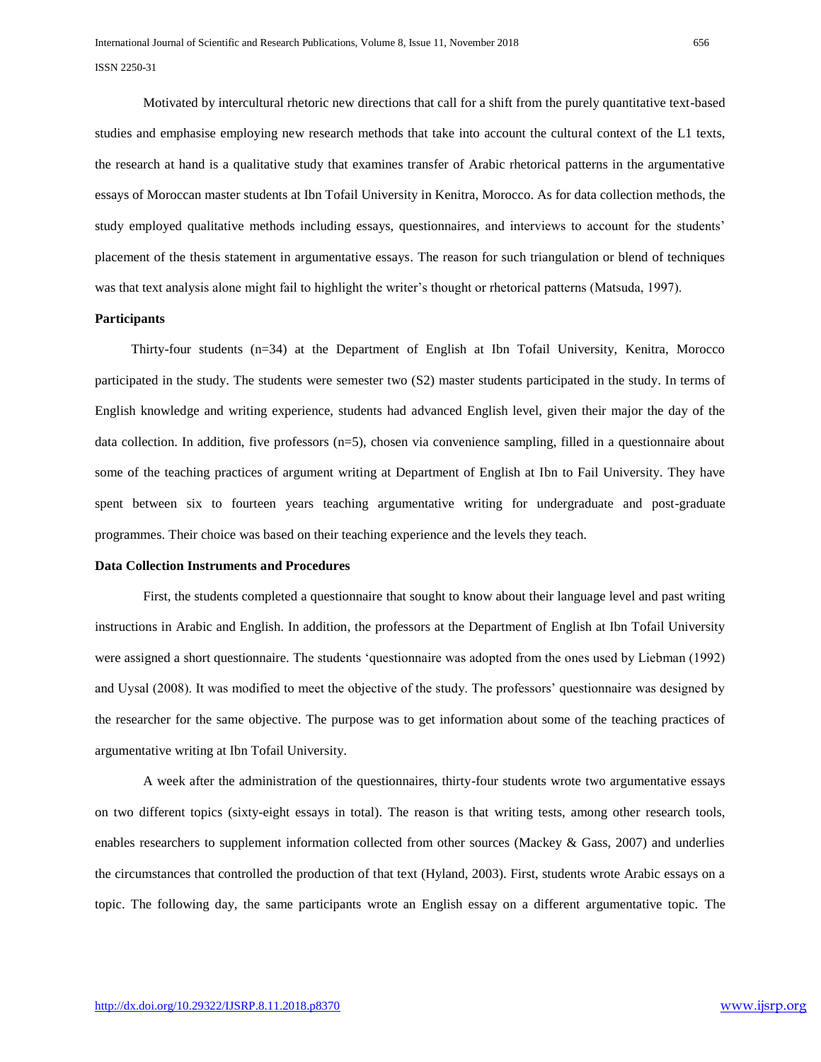Motivated by intercultural rhetoric new directions that call for a shift from the purely quantitative text-based studies and emphasise employing new research methods that take into account the cultural context of the L1 texts, the research at hand is a qualitative study that examines transfer of Arabic rhetorical patterns in the argumentative essays of Moroccan master students at Ibn Tofail University in Kenitra, Morocco. As for data collection methods, the study employed qualitative methods including essays, questionnaires, and interviews to account for the students' placement of the thesis statement in argumentative essays. The reason for such triangulation or blend of techniques was that text analysis alone might fail to highlight the writer's thought or rhetorical patterns (Matsuda, 1997).

**Participants**

Thirty-four students (n=34) at the Department of English at Ibn Tofail University, Kenitra, Morocco participated in the study. The students were semester two (S2) master students participated in the study. In terms of English knowledge and writing experience, students had advanced English level, given their major the day of the data collection. In addition, five professors (n=5), chosen via convenience sampling, filled in a questionnaire about some of the teaching practices of argument writing at Department of English at Ibn to Fail University. They have spent between six to fourteen years teaching argumentative writing for undergraduate and post-graduate programmes. Their choice was based on their teaching experience and the levels they teach.

**Data Collection Instruments and Procedures**

First, the students completed a questionnaire that sought to know about their language level and past writing instructions in Arabic and English. In addition, the professors at the Department of English at Ibn Tofail University were assigned a short questionnaire. The students 'questionnaire was adopted from the ones used by Liebman (1992) and Uysal (2008). It was modified to meet the objective of the study. The professors' questionnaire was designed by the researcher for the same objective. The purpose was to get information about some of the teaching practices of argumentative writing at Ibn Tofail University.

A week after the administration of the questionnaires, thirty-four students wrote two argumentative essays on two different topics (sixty-eight essays in total). The reason is that writing tests, among other research tools, enables researchers to supplement information collected from other sources (Mackey & Gass, 2007) and underlies the circumstances that controlled the production of that text (Hyland, 2003). First, students wrote Arabic essays on a topic. The following day, the same participants wrote an English essay on a different argumentative topic. The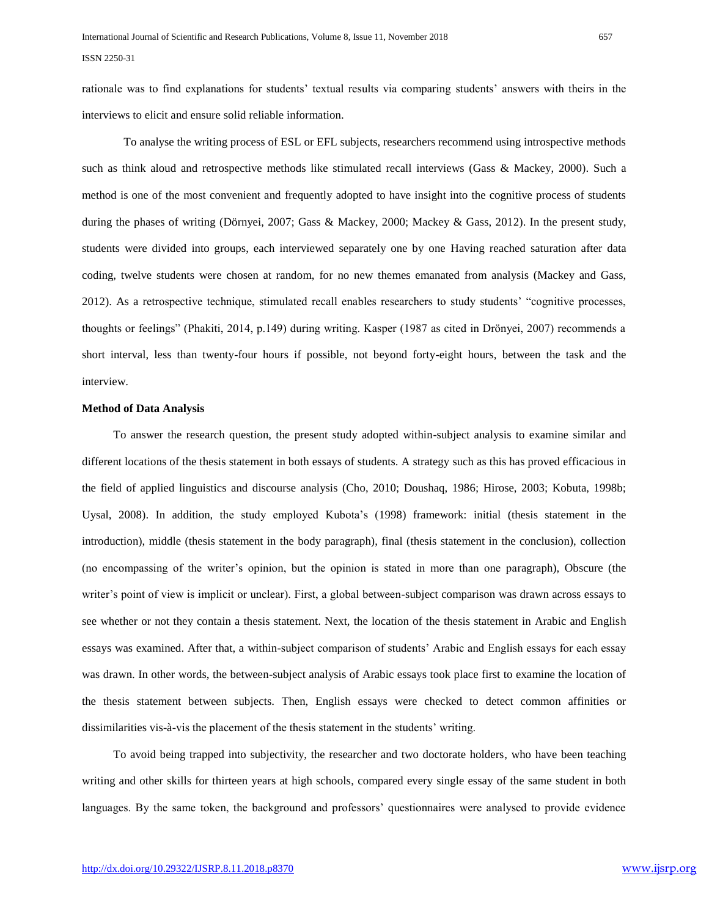rationale was to find explanations for students' textual results via comparing students' answers with theirs in the interviews to elicit and ensure solid reliable information.

To analyse the writing process of ESL or EFL subjects, researchers recommend using introspective methods such as think aloud and retrospective methods like stimulated recall interviews (Gass & Mackey, 2000). Such a method is one of the most convenient and frequently adopted to have insight into the cognitive process of students during the phases of writing (Dörnyei, 2007; Gass & Mackey, 2000; Mackey & Gass, 2012). In the present study, students were divided into groups, each interviewed separately one by one Having reached saturation after data coding, twelve students were chosen at random, for no new themes emanated from analysis (Mackey and Gass, 2012). As a retrospective technique, stimulated recall enables researchers to study students' "cognitive processes, thoughts or feelings" (Phakiti, 2014, p.149) during writing. Kasper (1987 as cited in Drönyei, 2007) recommends a short interval, less than twenty-four hours if possible, not beyond forty-eight hours, between the task and the interview.

**Method of Data Analysis**

To answer the research question, the present study adopted within-subject analysis to examine similar and different locations of the thesis statement in both essays of students. A strategy such as this has proved efficacious in the field of applied linguistics and discourse analysis (Cho, 2010; Doushaq, 1986; Hirose, 2003; Kobuta, 1998b; Uysal, 2008). In addition, the study employed Kubota's (1998) framework: initial (thesis statement in the introduction), middle (thesis statement in the body paragraph), final (thesis statement in the conclusion), collection (no encompassing of the writer's opinion, but the opinion is stated in more than one paragraph), Obscure (the writer's point of view is implicit or unclear). First, a global between-subject comparison was drawn across essays to see whether or not they contain a thesis statement. Next, the location of the thesis statement in Arabic and English essays was examined. After that, a within-subject comparison of students' Arabic and English essays for each essay was drawn. In other words, the between-subject analysis of Arabic essays took place first to examine the location of the thesis statement between subjects. Then, English essays were checked to detect common affinities or dissimilarities vis-à-vis the placement of the thesis statement in the students' writing.

To avoid being trapped into subjectivity, the researcher and two doctorate holders, who have been teaching writing and other skills for thirteen years at high schools, compared every single essay of the same student in both languages. By the same token, the background and professors' questionnaires were analysed to provide evidence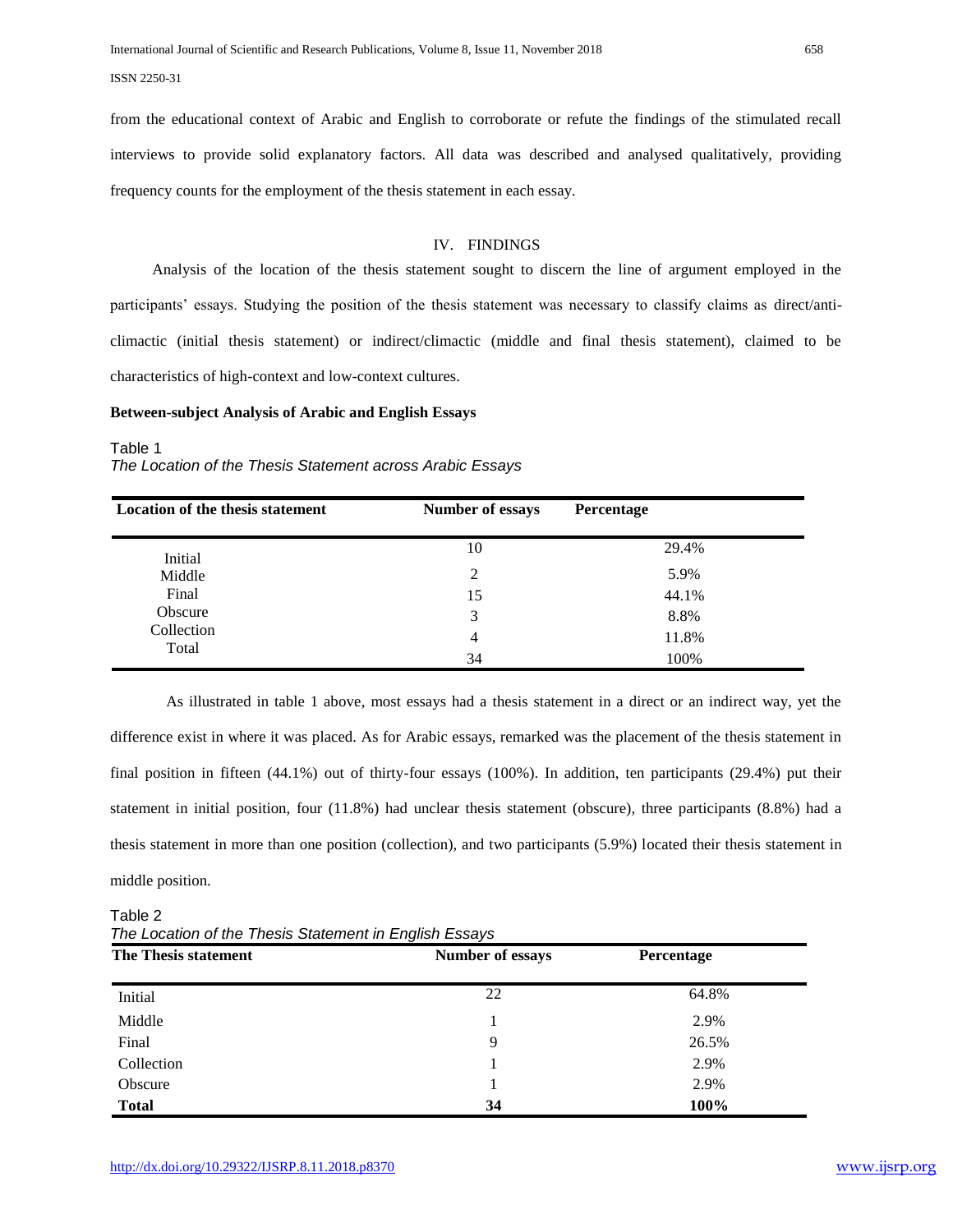from the educational context of Arabic and English to corroborate or refute the findings of the stimulated recall interviews to provide solid explanatory factors. All data was described and analysed qualitatively, providing frequency counts for the employment of the thesis statement in each essay.

## IV. FINDINGS

Analysis of the location of the thesis statement sought to discern the line of argument employed in the participants' essays. Studying the position of the thesis statement was necessary to classify claims as direct/anti-climactic (initial thesis statement) or indirect/climactic (middle and final thesis statement), claimed to be characteristics of high-context and low-context cultures.

**Between-subject Analysis of Arabic and English Essays**

Table 1
*The Location of the Thesis Statement across Arabic Essays*

| Location of the thesis statement | Number of essays | Percentage |
|---|---|---|
| Initial | 10 | 29.4% |
| Middle | 2 | 5.9% |
| Final | 15 | 44.1% |
| Obscure | 3 | 8.8% |
| Collection | 4 | 11.8% |
| Total | 34 | 100% |

As illustrated in table 1 above, most essays had a thesis statement in a direct or an indirect way, yet the difference exist in where it was placed. As for Arabic essays, remarked was the placement of the thesis statement in final position in fifteen (44.1%) out of thirty-four essays (100%). In addition, ten participants (29.4%) put their statement in initial position, four (11.8%) had unclear thesis statement (obscure), three participants (8.8%) had a thesis statement in more than one position (collection), and two participants (5.9%) located their thesis statement in middle position.

Table 2
*The Location of the Thesis Statement in English Essays*

| The Thesis statement | Number of essays | Percentage |
|---|---|---|
| Initial | 22 | 64.8% |
| Middle | 1 | 2.9% |
| Final | 9 | 26.5% |
| Collection | 1 | 2.9% |
| Obscure | 1 | 2.9% |
| **Total** | **34** | **100%** |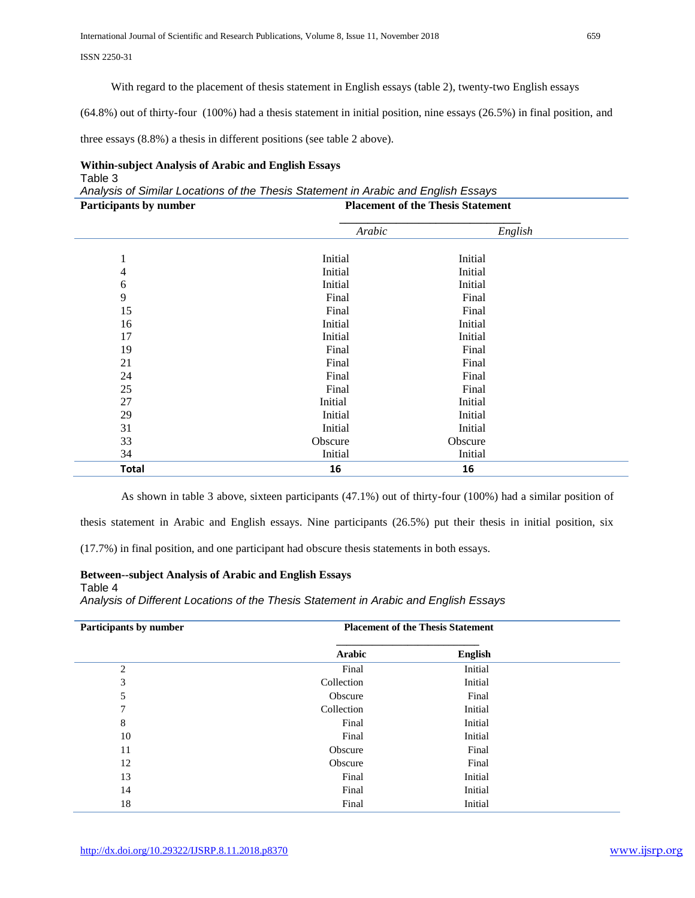With regard to the placement of thesis statement in English essays (table 2), twenty-two English essays (64.8%) out of thirty-four (100%) had a thesis statement in initial position, nine essays (26.5%) in final position, and three essays (8.8%) a thesis in different positions (see table 2 above).

**Within-subject Analysis of Arabic and English Essays**

Table 3

*Analysis of Similar Locations of the Thesis Statement in Arabic and English Essays*

| Participants by number | Placement of the Thesis Statement | |
|---|---|---|
| | *Arabic* | *English* |
| 1 | Initial | Initial |
| 4 | Initial | Initial |
| 6 | Initial | Initial |
| 9 | Final | Final |
| 15 | Final | Final |
| 16 | Initial | Initial |
| 17 | Initial | Initial |
| 19 | Final | Final |
| 21 | Final | Final |
| 24 | Final | Final |
| 25 | Final | Final |
| 27 | Initial | Initial |
| 29 | Initial | Initial |
| 31 | Initial | Initial |
| 33 | Obscure | Obscure |
| 34 | Initial | Initial |
| **Total** | **16** | **16** |

As shown in table 3 above, sixteen participants (47.1%) out of thirty-four (100%) had a similar position of thesis statement in Arabic and English essays. Nine participants (26.5%) put their thesis in initial position, six (17.7%) in final position, and one participant had obscure thesis statements in both essays.

**Between--subject Analysis of Arabic and English Essays**

Table 4

*Analysis of Different Locations of the Thesis Statement in Arabic and English Essays*

| Participants by number | Placement of the Thesis Statement | |
|---|---|---|
| | **Arabic** | **English** |
| 2 | Final | Initial |
| 3 | Collection | Initial |
| 5 | Obscure | Final |
| 7 | Collection | Initial |
| 8 | Final | Initial |
| 10 | Final | Initial |
| 11 | Obscure | Final |
| 12 | Obscure | Final |
| 13 | Final | Initial |
| 14 | Final | Initial |
| 18 | Final | Initial |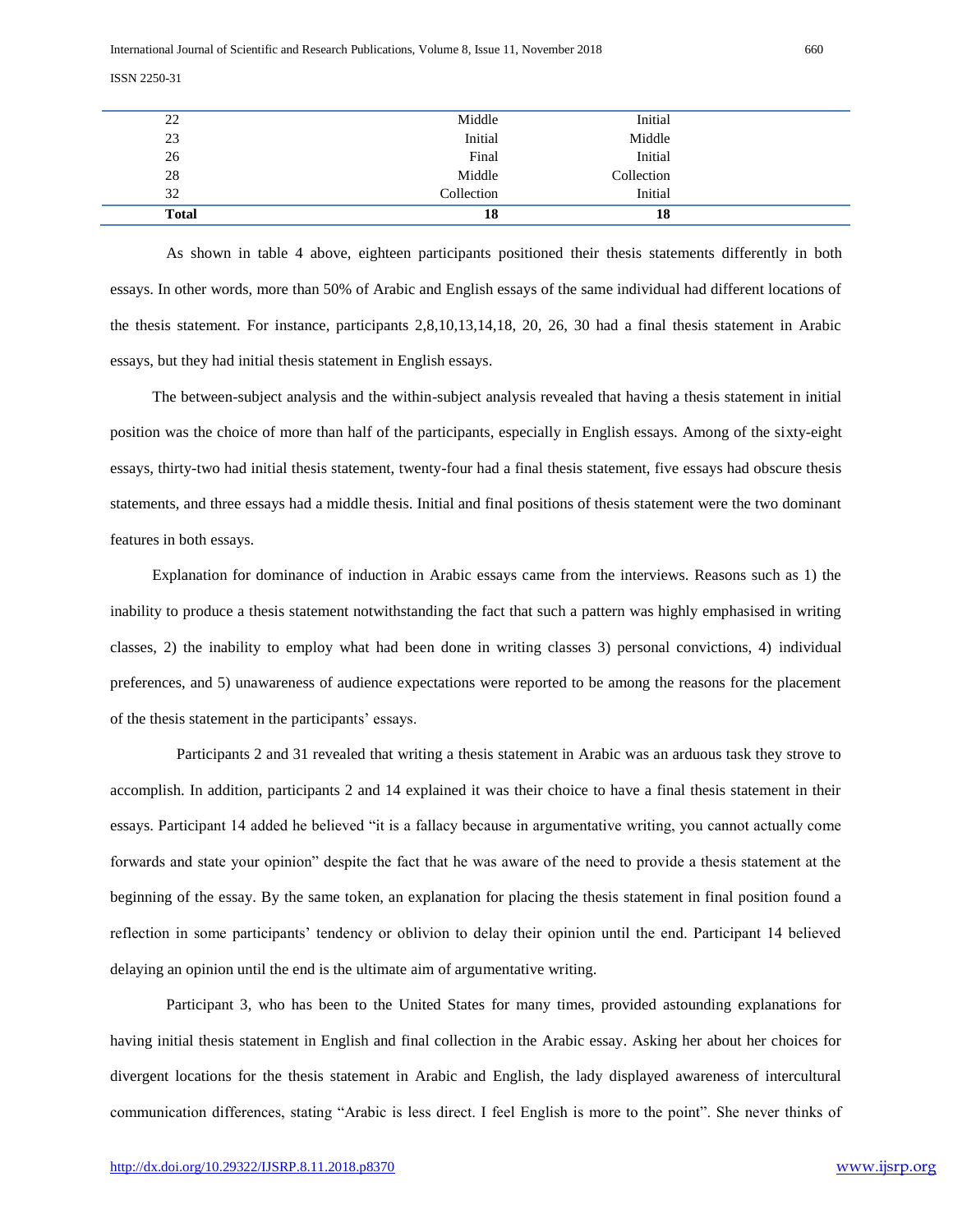| | | |
|---|---|---|
| 22 | Middle | Initial |
| 23 | Initial | Middle |
| 26 | Final | Initial |
| 28 | Middle | Collection |
| 32 | Collection | Initial |
| **Total** | **18** | **18** |

As shown in table 4 above, eighteen participants positioned their thesis statements differently in both essays. In other words, more than 50% of Arabic and English essays of the same individual had different locations of the thesis statement. For instance, participants 2,8,10,13,14,18, 20, 26, 30 had a final thesis statement in Arabic essays, but they had initial thesis statement in English essays.

The between-subject analysis and the within-subject analysis revealed that having a thesis statement in initial position was the choice of more than half of the participants, especially in English essays. Among of the sixty-eight essays, thirty-two had initial thesis statement, twenty-four had a final thesis statement, five essays had obscure thesis statements, and three essays had a middle thesis. Initial and final positions of thesis statement were the two dominant features in both essays.

Explanation for dominance of induction in Arabic essays came from the interviews. Reasons such as 1) the inability to produce a thesis statement notwithstanding the fact that such a pattern was highly emphasised in writing classes, 2) the inability to employ what had been done in writing classes 3) personal convictions, 4) individual preferences, and 5) unawareness of audience expectations were reported to be among the reasons for the placement of the thesis statement in the participants' essays.

Participants 2 and 31 revealed that writing a thesis statement in Arabic was an arduous task they strove to accomplish. In addition, participants 2 and 14 explained it was their choice to have a final thesis statement in their essays. Participant 14 added he believed "it is a fallacy because in argumentative writing, you cannot actually come forwards and state your opinion" despite the fact that he was aware of the need to provide a thesis statement at the beginning of the essay. By the same token, an explanation for placing the thesis statement in final position found a reflection in some participants' tendency or oblivion to delay their opinion until the end. Participant 14 believed delaying an opinion until the end is the ultimate aim of argumentative writing.

Participant 3, who has been to the United States for many times, provided astounding explanations for having initial thesis statement in English and final collection in the Arabic essay. Asking her about her choices for divergent locations for the thesis statement in Arabic and English, the lady displayed awareness of intercultural communication differences, stating "Arabic is less direct. I feel English is more to the point". She never thinks of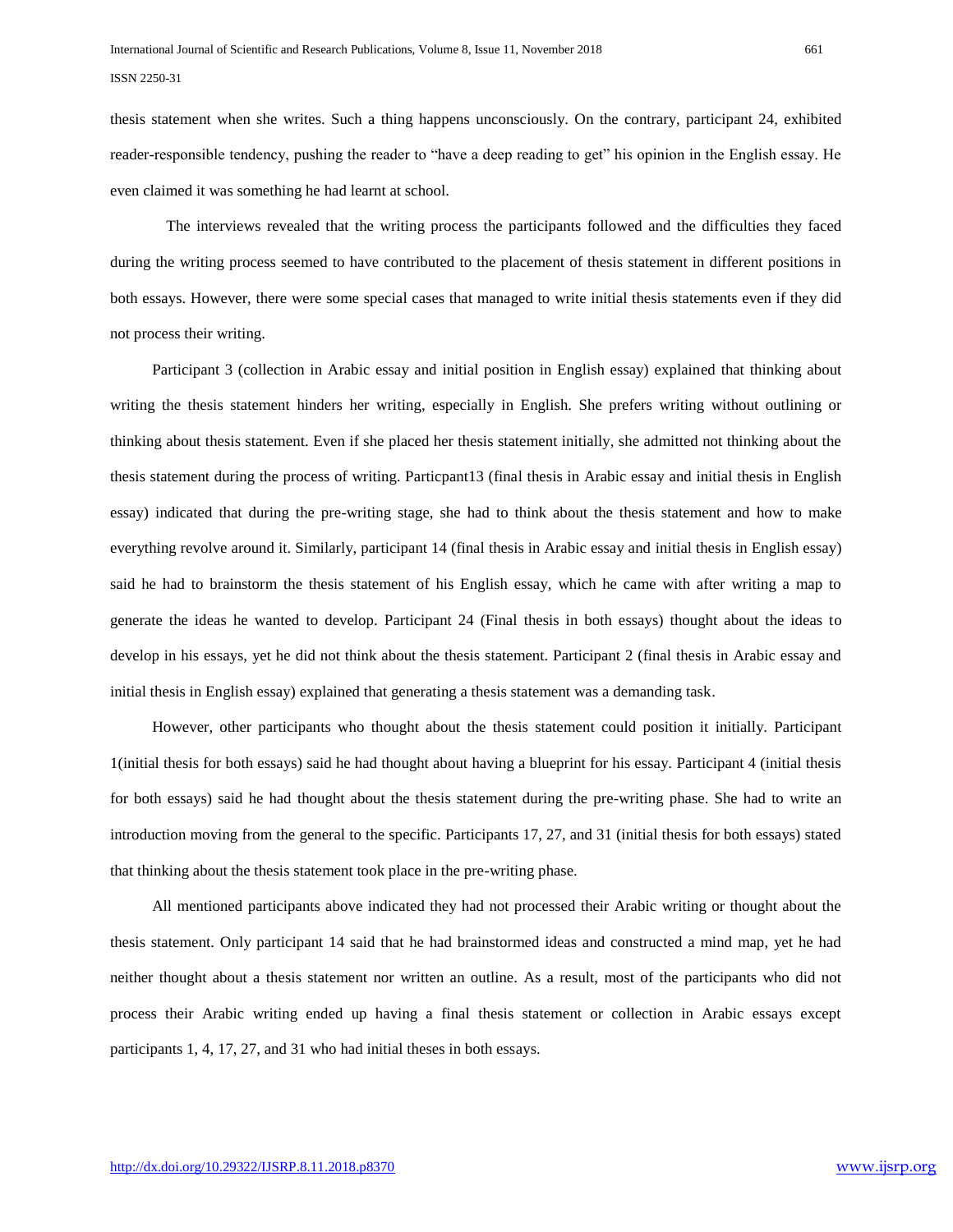thesis statement when she writes. Such a thing happens unconsciously. On the contrary, participant 24, exhibited reader-responsible tendency, pushing the reader to "have a deep reading to get" his opinion in the English essay. He even claimed it was something he had learnt at school.

The interviews revealed that the writing process the participants followed and the difficulties they faced during the writing process seemed to have contributed to the placement of thesis statement in different positions in both essays. However, there were some special cases that managed to write initial thesis statements even if they did not process their writing.

Participant 3 (collection in Arabic essay and initial position in English essay) explained that thinking about writing the thesis statement hinders her writing, especially in English. She prefers writing without outlining or thinking about thesis statement. Even if she placed her thesis statement initially, she admitted not thinking about the thesis statement during the process of writing. Particpant13 (final thesis in Arabic essay and initial thesis in English essay) indicated that during the pre-writing stage, she had to think about the thesis statement and how to make everything revolve around it. Similarly, participant 14 (final thesis in Arabic essay and initial thesis in English essay) said he had to brainstorm the thesis statement of his English essay, which he came with after writing a map to generate the ideas he wanted to develop. Participant 24 (Final thesis in both essays) thought about the ideas to develop in his essays, yet he did not think about the thesis statement. Participant 2 (final thesis in Arabic essay and initial thesis in English essay) explained that generating a thesis statement was a demanding task.

However, other participants who thought about the thesis statement could position it initially. Participant 1(initial thesis for both essays) said he had thought about having a blueprint for his essay. Participant 4 (initial thesis for both essays) said he had thought about the thesis statement during the pre-writing phase. She had to write an introduction moving from the general to the specific. Participants 17, 27, and 31 (initial thesis for both essays) stated that thinking about the thesis statement took place in the pre-writing phase.

All mentioned participants above indicated they had not processed their Arabic writing or thought about the thesis statement. Only participant 14 said that he had brainstormed ideas and constructed a mind map, yet he had neither thought about a thesis statement nor written an outline. As a result, most of the participants who did not process their Arabic writing ended up having a final thesis statement or collection in Arabic essays except participants 1, 4, 17, 27, and 31 who had initial theses in both essays.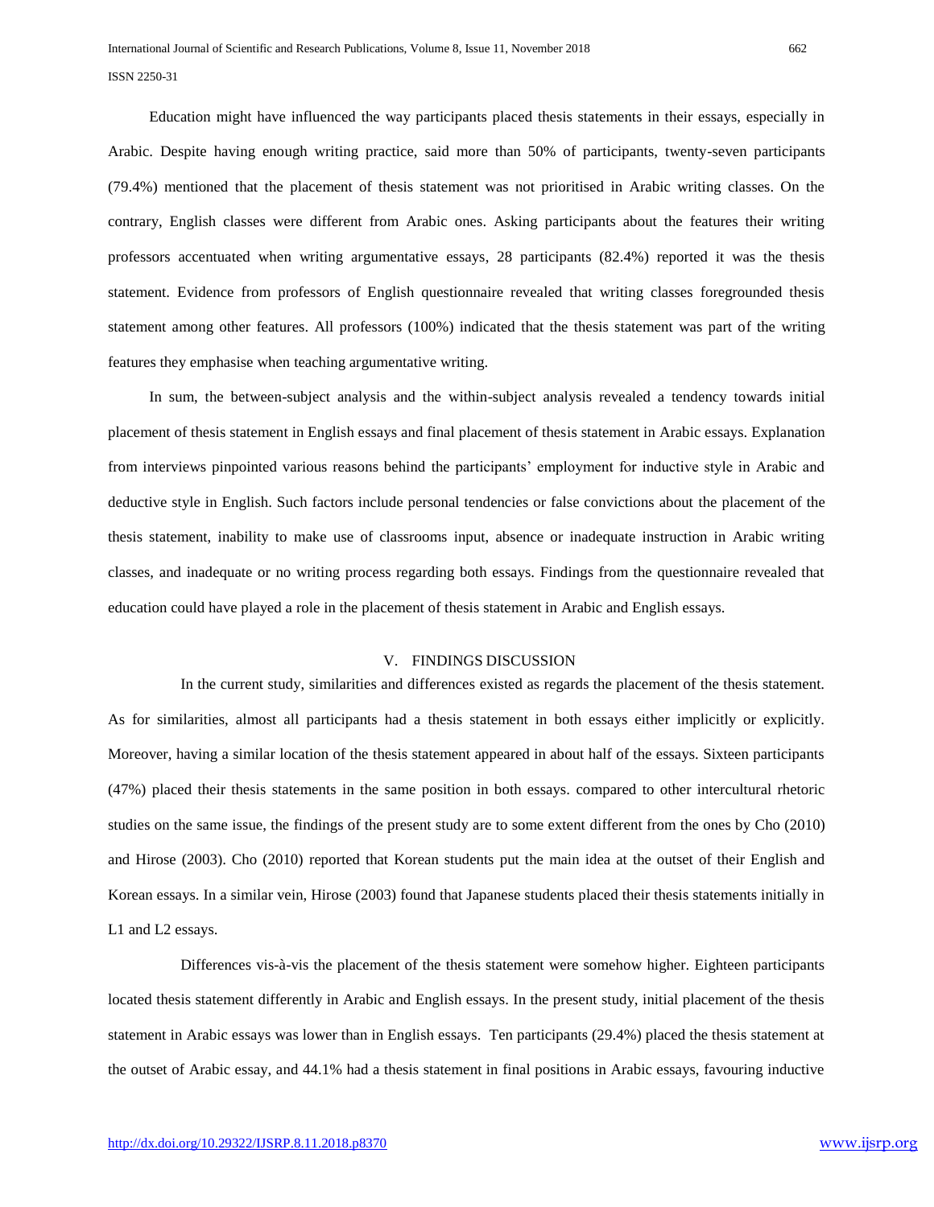Education might have influenced the way participants placed thesis statements in their essays, especially in Arabic. Despite having enough writing practice, said more than 50% of participants, twenty-seven participants (79.4%) mentioned that the placement of thesis statement was not prioritised in Arabic writing classes. On the contrary, English classes were different from Arabic ones. Asking participants about the features their writing professors accentuated when writing argumentative essays, 28 participants (82.4%) reported it was the thesis statement. Evidence from professors of English questionnaire revealed that writing classes foregrounded thesis statement among other features. All professors (100%) indicated that the thesis statement was part of the writing features they emphasise when teaching argumentative writing.

In sum, the between-subject analysis and the within-subject analysis revealed a tendency towards initial placement of thesis statement in English essays and final placement of thesis statement in Arabic essays. Explanation from interviews pinpointed various reasons behind the participants' employment for inductive style in Arabic and deductive style in English. Such factors include personal tendencies or false convictions about the placement of the thesis statement, inability to make use of classrooms input, absence or inadequate instruction in Arabic writing classes, and inadequate or no writing process regarding both essays. Findings from the questionnaire revealed that education could have played a role in the placement of thesis statement in Arabic and English essays.

## V. FINDINGS DISCUSSION

In the current study, similarities and differences existed as regards the placement of the thesis statement. As for similarities, almost all participants had a thesis statement in both essays either implicitly or explicitly. Moreover, having a similar location of the thesis statement appeared in about half of the essays. Sixteen participants (47%) placed their thesis statements in the same position in both essays. compared to other intercultural rhetoric studies on the same issue, the findings of the present study are to some extent different from the ones by Cho (2010) and Hirose (2003). Cho (2010) reported that Korean students put the main idea at the outset of their English and Korean essays. In a similar vein, Hirose (2003) found that Japanese students placed their thesis statements initially in L1 and L2 essays.

Differences vis-à-vis the placement of the thesis statement were somehow higher. Eighteen participants located thesis statement differently in Arabic and English essays. In the present study, initial placement of the thesis statement in Arabic essays was lower than in English essays. Ten participants (29.4%) placed the thesis statement at the outset of Arabic essay, and 44.1% had a thesis statement in final positions in Arabic essays, favouring inductive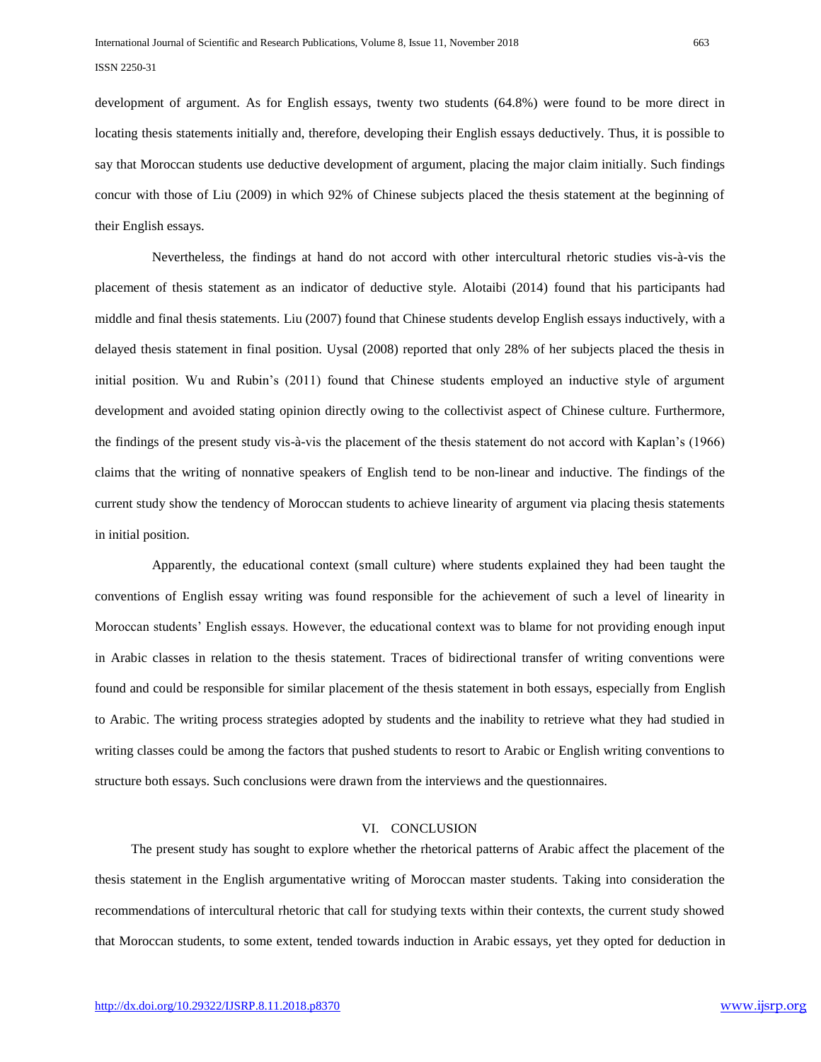development of argument. As for English essays, twenty two students (64.8%) were found to be more direct in locating thesis statements initially and, therefore, developing their English essays deductively. Thus, it is possible to say that Moroccan students use deductive development of argument, placing the major claim initially. Such findings concur with those of Liu (2009) in which 92% of Chinese subjects placed the thesis statement at the beginning of their English essays.

Nevertheless, the findings at hand do not accord with other intercultural rhetoric studies vis-à-vis the placement of thesis statement as an indicator of deductive style. Alotaibi (2014) found that his participants had middle and final thesis statements. Liu (2007) found that Chinese students develop English essays inductively, with a delayed thesis statement in final position. Uysal (2008) reported that only 28% of her subjects placed the thesis in initial position. Wu and Rubin's (2011) found that Chinese students employed an inductive style of argument development and avoided stating opinion directly owing to the collectivist aspect of Chinese culture. Furthermore, the findings of the present study vis-à-vis the placement of the thesis statement do not accord with Kaplan's (1966) claims that the writing of nonnative speakers of English tend to be non-linear and inductive. The findings of the current study show the tendency of Moroccan students to achieve linearity of argument via placing thesis statements in initial position.

Apparently, the educational context (small culture) where students explained they had been taught the conventions of English essay writing was found responsible for the achievement of such a level of linearity in Moroccan students' English essays. However, the educational context was to blame for not providing enough input in Arabic classes in relation to the thesis statement. Traces of bidirectional transfer of writing conventions were found and could be responsible for similar placement of the thesis statement in both essays, especially from English to Arabic. The writing process strategies adopted by students and the inability to retrieve what they had studied in writing classes could be among the factors that pushed students to resort to Arabic or English writing conventions to structure both essays. Such conclusions were drawn from the interviews and the questionnaires.

## VI. CONCLUSION

The present study has sought to explore whether the rhetorical patterns of Arabic affect the placement of the thesis statement in the English argumentative writing of Moroccan master students. Taking into consideration the recommendations of intercultural rhetoric that call for studying texts within their contexts, the current study showed that Moroccan students, to some extent, tended towards induction in Arabic essays, yet they opted for deduction in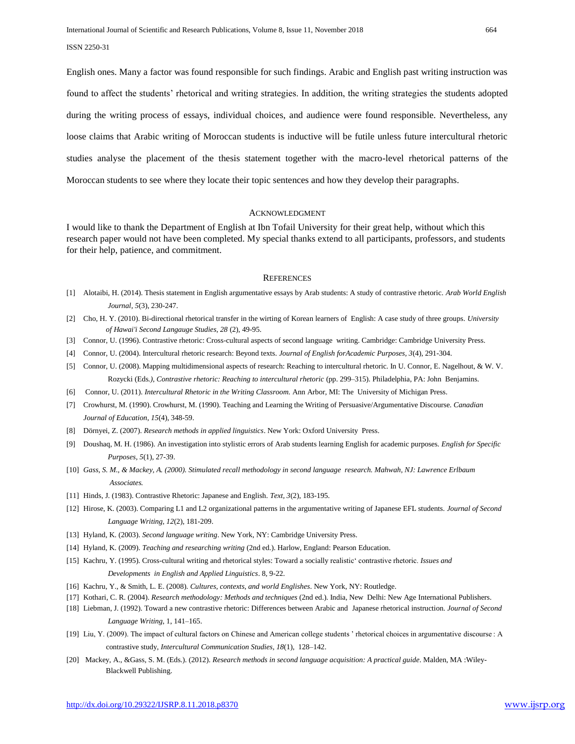English ones. Many a factor was found responsible for such findings. Arabic and English past writing instruction was found to affect the students' rhetorical and writing strategies. In addition, the writing strategies the students adopted during the writing process of essays, individual choices, and audience were found responsible. Nevertheless, any loose claims that Arabic writing of Moroccan students is inductive will be futile unless future intercultural rhetoric studies analyse the placement of the thesis statement together with the macro-level rhetorical patterns of the Moroccan students to see where they locate their topic sentences and how they develop their paragraphs.

## Acknowledgment

I would like to thank the Department of English at Ibn Tofail University for their great help, without which this research paper would not have been completed. My special thanks extend to all participants, professors, and students for their help, patience, and commitment.

## References

[1] Alotaibi, H. (2014). Thesis statement in English argumentative essays by Arab students: A study of contrastive rhetoric. *Arab World English Journal, 5*(3), 230-247.

[2] Cho, H. Y. (2010). Bi-directional rhetorical transfer in the wirting of Korean learners of English: A case study of three groups. *University of Hawai'i Second Langauge Studies, 28* (2), 49-95.

[3] Connor, U. (1996). Contrastive rhetoric: Cross-cultural aspects of second language writing. Cambridge: Cambridge University Press.

[4] Connor, U. (2004). Intercultural rhetoric research: Beyond texts. *Journal of English forAcademic Purposes, 3*(4), 291-304.

[5] Connor, U. (2008). Mapping multidimensional aspects of research: Reaching to intercultural rhetoric. In U. Connor, E. Nagelhout, & W. V. Rozycki (Eds*.), Contrastive rhetoric: Reaching to intercultural rhetoric* (pp. 299–315). Philadelphia, PA: John Benjamins.

[6] Connor, U. (2011). *Intercultural Rhetoric in the Writing Classroom.* Ann Arbor, MI: The University of Michigan Press.

[7] Crowhurst, M. (1990). Crowhurst, M. (1990). Teaching and Learning the Writing of Persuasive/Argumentative Discourse. *Canadian Journal of Education*, *15*(4), 348-59.

[8] Dörnyei, Z. (2007). *Research methods in applied linguistics*. New York: Oxford University Press.

[9] Doushaq, M. H. (1986). An investigation into stylistic errors of Arab students learning English for academic purposes. *English for Specific Purposes, 5*(1), 27-39.

[10] *Gass, S. M., & Mackey, A. (2000). Stimulated recall methodology in second language research. Mahwah, NJ: Lawrence Erlbaum Associates.*

[11] Hinds, J. (1983). Contrastive Rhetoric: Japanese and English. *Text, 3*(2), 183-195.

[12] Hirose, K. (2003). Comparing L1 and L2 organizational patterns in the argumentative writing of Japanese EFL students. *Journal of Second Language Writing, 12*(2), 181-209.

[13] Hyland, K. (2003). *Second language writing*. New York, NY: Cambridge University Press.

[14] Hyland, K. (2009). *Teaching and researching writing* (2nd ed.). Harlow, England: Pearson Education.

[15] Kachru, Y. (1995). Cross-cultural writing and rhetorical styles: Toward a socially realistic' contrastive rhetoric. *Issues and Developments in English and Applied Linguistics*. 8, 9-22.

[16] Kachru, Y., & Smith, L. E. (2008). *Cultures, contexts, and world Englishes*. New York, NY: Routledge.

[17] Kothari, C. R. (2004). *Research methodology: Methods and techniques* (2nd ed.). India, New Delhi: New Age International Publishers.

[18] Liebman, J. (1992). Toward a new contrastive rhetoric: Differences between Arabic and Japanese rhetorical instruction. *Journal of Second Language Writing*, 1, 141–165.

[19] Liu, Y. (2009). The impact of cultural factors on Chinese and American college students ' rhetorical choices in argumentative discourse : A contrastive study, *Intercultural Communication Studies*, *18*(1), 128–142.

[20] Mackey, A., &Gass, S. M. (Eds.). (2012). *Research methods in second language acquisition: A practical guide*. Malden, MA :Wiley-Blackwell Publishing.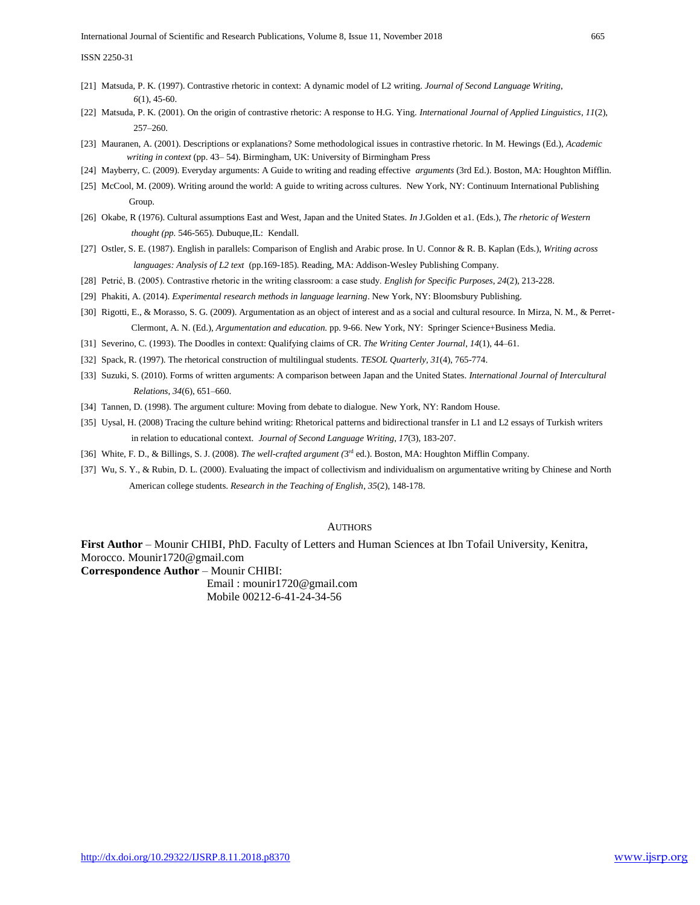[21] Matsuda, P. K. (1997). Contrastive rhetoric in context: A dynamic model of L2 writing. *Journal of Second Language Writing*, *6*(1), 45-60.

[22] Matsuda, P. K. (2001). On the origin of contrastive rhetoric: A response to H.G. Ying. *International Journal of Applied Linguistics*, *11*(2), 257–260.

[23] Mauranen, A. (2001). Descriptions or explanations? Some methodological issues in contrastive rhetoric. In M. Hewings (Ed.), *Academic writing in context* (pp. 43– 54). Birmingham, UK: University of Birmingham Press

[24] Mayberry, C. (2009). Everyday arguments: A Guide to writing and reading effective *arguments* (3rd Ed.). Boston, MA: Houghton Mifflin.

[25] McCool, M. (2009). Writing around the world: A guide to writing across cultures. New York, NY: Continuum International Publishing Group.

[26] Okabe, R (1976). Cultural assumptions East and West, Japan and the United States. *In* J.Golden et a1. (Eds.), *The rhetoric of Western thought (pp.* 546-565). Dubuque,IL: Kendall.

[27] Ostler, S. E. (1987). English in parallels: Comparison of English and Arabic prose. In U. Connor & R. B. Kaplan (Eds.), *Writing across languages: Analysis of L2 text* (pp.169-185). Reading, MA: Addison-Wesley Publishing Company.

[28] Petrić, B. (2005). Contrastive rhetoric in the writing classroom: a case study. *English for Specific Purposes*, *24*(2), 213-228.

[29] Phakiti, A. (2014). *Experimental research methods in language learning*. New York, NY: Bloomsbury Publishing.

[30] Rigotti, E., & Morasso, S. G. (2009). Argumentation as an object of interest and as a social and cultural resource. In Mirza, N. M., & Perret-Clermont, A. N. (Ed.), *Argumentation and education.* pp. 9-66. New York, NY: Springer Science+Business Media.

[31] Severino, C. (1993). The Doodles in context: Qualifying claims of CR. *The Writing Center Journal*, *14*(1), 44–61.

[32] Spack, R. (1997). The rhetorical construction of multilingual students. *TESOL Quarterly, 31*(4), 765-774.

[33] Suzuki, S. (2010). Forms of written arguments: A comparison between Japan and the United States. *International Journal of Intercultural Relations*, *34*(6), 651–660.

[34] Tannen, D. (1998). The argument culture: Moving from debate to dialogue. New York, NY: Random House.

[35] Uysal, H. (2008) Tracing the culture behind writing: Rhetorical patterns and bidirectional transfer in L1 and L2 essays of Turkish writers in relation to educational context. *Journal of Second Language Writing, 17*(3), 183-207.

[36] White, F. D., & Billings, S. J. (2008). *The well-crafted argument (*3rd ed.). Boston, MA: Houghton Mifflin Company.

[37] Wu, S. Y., & Rubin, D. L. (2000). Evaluating the impact of collectivism and individualism on argumentative writing by Chinese and North American college students. *Research in the Teaching of English*, *35*(2), 148-178.

## Authors

**First Author** – Mounir CHIBI, PhD. Faculty of Letters and Human Sciences at Ibn Tofail University, Kenitra, Morocco. Mounir1720@gmail.com

**Correspondence Author** – Mounir CHIBI:
Email : mounir1720@gmail.com
Mobile 00212-6-41-24-34-56